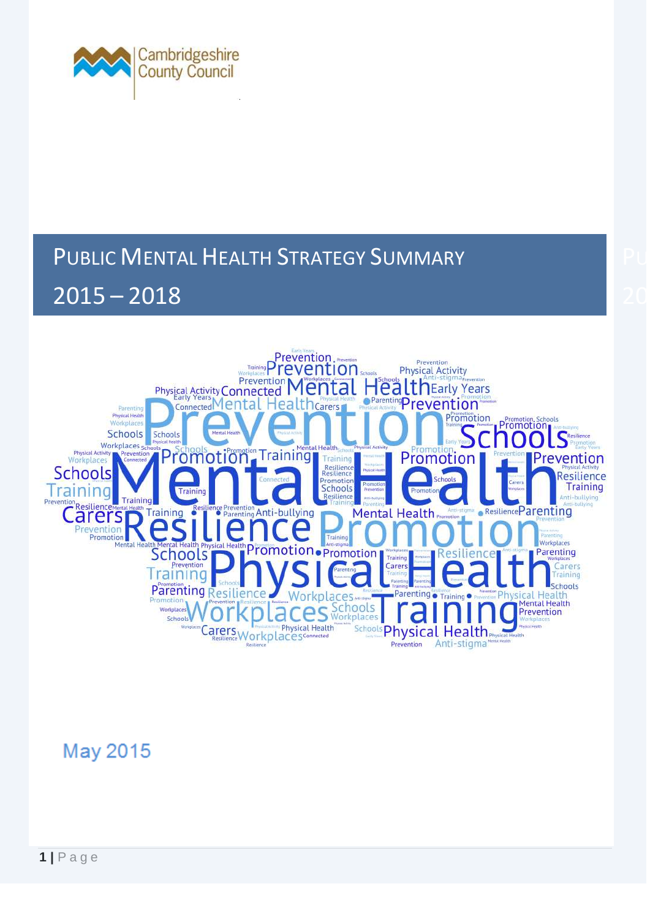Cambridgeshire County Council

# Public Mental Health Strategy Summary 2015 – 2018

May 2015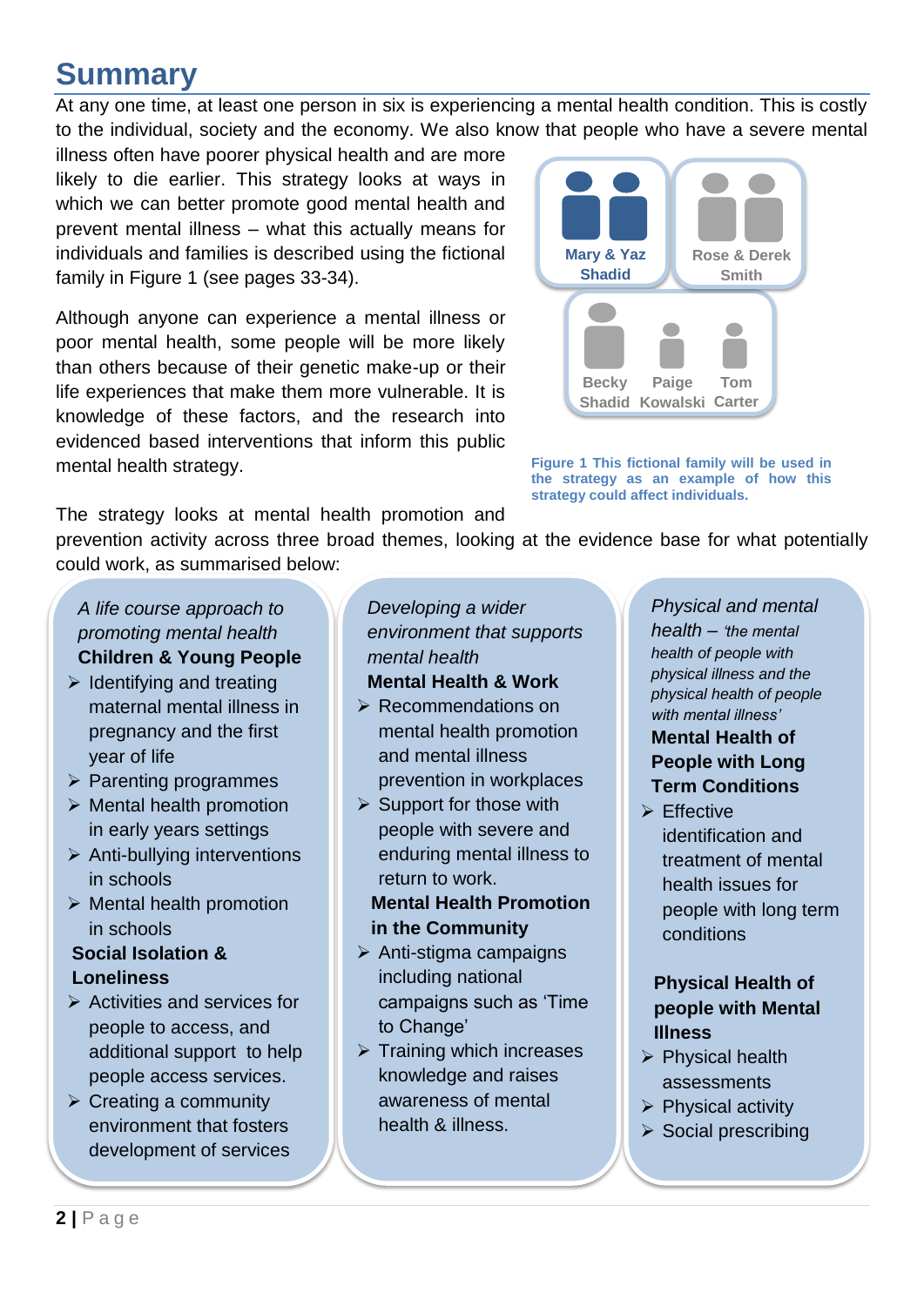# Summary

At any one time, at least one person in six is experiencing a mental health condition. This is costly to the individual, society and the economy. We also know that people who have a severe mental illness often have poorer physical health and are more likely to die earlier. This strategy looks at ways in which we can better promote good mental health and prevent mental illness – what this actually means for individuals and families is described using the fictional family in Figure 1 (see pages 33-34).

Although anyone can experience a mental illness or poor mental health, some people will be more likely than others because of their genetic make-up or their life experiences that make them more vulnerable. It is knowledge of these factors, and the research into evidenced based interventions that inform this public mental health strategy.

Mary & Yaz Shadid | Rose & Derek Smith | Becky Shadid | Paige Kowalski | Tom Carter

**Figure 1 This fictional family will be used in the strategy as an example of how this strategy could affect individuals.**

The strategy looks at mental health promotion and prevention activity across three broad themes, looking at the evidence base for what potentially could work, as summarised below:

*A life course approach to promoting mental health*

**Children & Young People**

- Identifying and treating maternal mental illness in pregnancy and the first year of life
- Parenting programmes
- Mental health promotion in early years settings
- Anti-bullying interventions in schools
- Mental health promotion in schools

**Social Isolation & Loneliness**

- Activities and services for people to access, and additional support to help people access services.
- Creating a community environment that fosters development of services

*Developing a wider environment that supports mental health*

**Mental Health & Work**

- Recommendations on mental health promotion and mental illness prevention in workplaces
- Support for those with people with severe and enduring mental illness to return to work.

**Mental Health Promotion in the Community**

- Anti-stigma campaigns including national campaigns such as 'Time to Change'
- Training which increases knowledge and raises awareness of mental health & illness.

*Physical and mental health – 'the mental health of people with physical illness and the physical health of people with mental illness'*

**Mental Health of People with Long Term Conditions**

- Effective identification and treatment of mental health issues for people with long term conditions

**Physical Health of people with Mental Illness**

- Physical health assessments
- Physical activity
- Social prescribing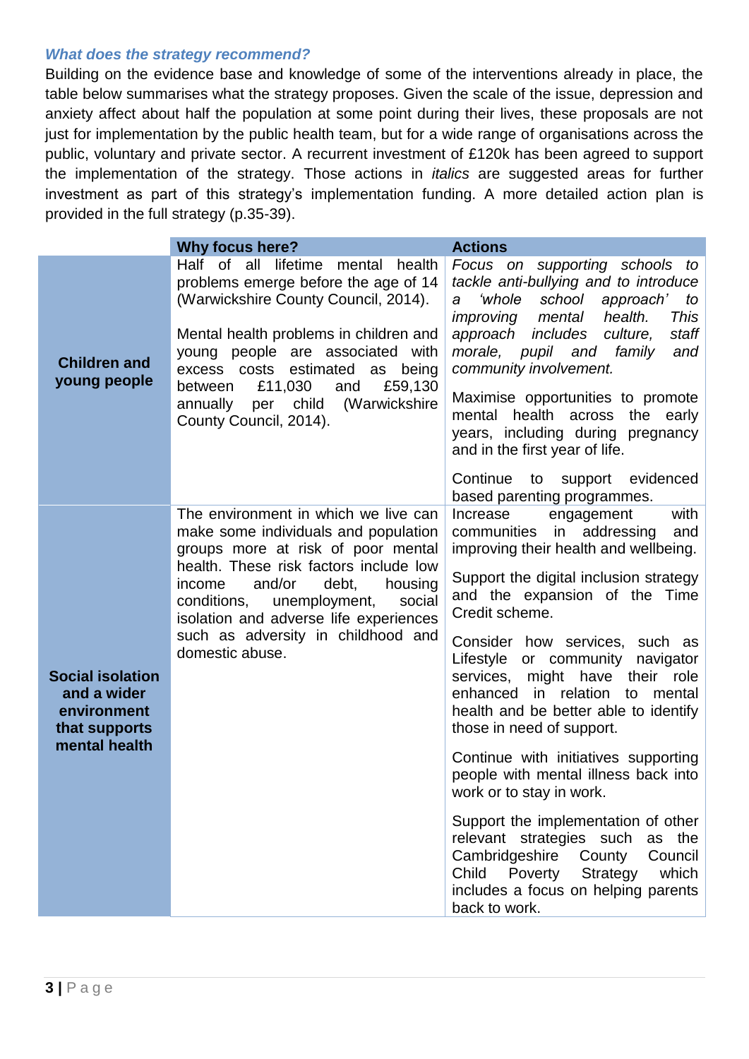### *What does the strategy recommend?*

Building on the evidence base and knowledge of some of the interventions already in place, the table below summarises what the strategy proposes. Given the scale of the issue, depression and anxiety affect about half the population at some point during their lives, these proposals are not just for implementation by the public health team, but for a wide range of organisations across the public, voluntary and private sector. A recurrent investment of £120k has been agreed to support the implementation of the strategy. Those actions in *italics* are suggested areas for further investment as part of this strategy's implementation funding. A more detailed action plan is provided in the full strategy (p.35-39).

| | Why focus here? | Actions |
|---|---|---|
| **Children and young people** | Half of all lifetime mental health problems emerge before the age of 14 (Warwickshire County Council, 2014).<br><br>Mental health problems in children and young people are associated with excess costs estimated as being between £11,030 and £59,130 annually per child (Warwickshire County Council, 2014). | *Focus on supporting schools to tackle anti-bullying and to introduce a 'whole school approach' to improving mental health. This approach includes culture, staff morale, pupil and family and community involvement.*<br><br>Maximise opportunities to promote mental health across the early years, including during pregnancy and in the first year of life.<br><br>Continue to support evidenced based parenting programmes. |
| **Social isolation and a wider environment that supports mental health** | The environment in which we live can make some individuals and population groups more at risk of poor mental health. These risk factors include low income and/or debt, housing conditions, unemployment, social isolation and adverse life experiences such as adversity in childhood and domestic abuse. | Increase engagement with communities in addressing and improving their health and wellbeing.<br><br>Support the digital inclusion strategy and the expansion of the Time Credit scheme.<br><br>Consider how services, such as Lifestyle or community navigator services, might have their role enhanced in relation to mental health and be better able to identify those in need of support.<br><br>Continue with initiatives supporting people with mental illness back into work or to stay in work.<br><br>Support the implementation of other relevant strategies such as the Cambridgeshire County Council Child Poverty Strategy which includes a focus on helping parents back to work. |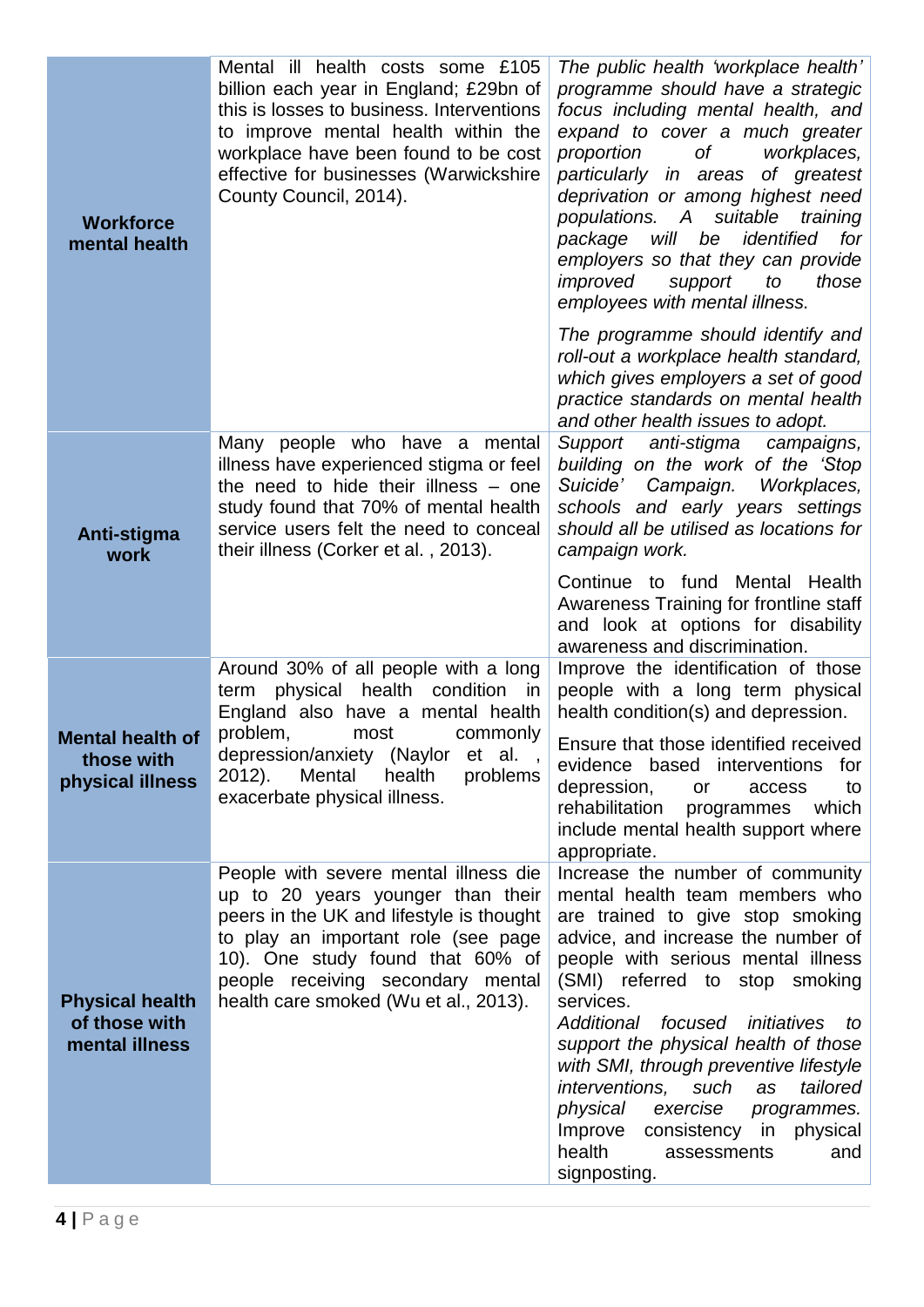| | | |
|---|---|---|
| **Workforce mental health** | Mental ill health costs some £105 billion each year in England; £29bn of this is losses to business. Interventions to improve mental health within the workplace have been found to be cost effective for businesses (Warwickshire County Council, 2014). | *The public health 'workplace health' programme should have a strategic focus including mental health, and expand to cover a much greater proportion of workplaces, particularly in areas of greatest deprivation or among highest need populations. A suitable training package will be identified for employers so that they can provide improved support to those employees with mental illness.*<br><br>*The programme should identify and roll-out a workplace health standard, which gives employers a set of good practice standards on mental health and other health issues to adopt.* |
| **Anti-stigma work** | Many people who have a mental illness have experienced stigma or feel the need to hide their illness – one study found that 70% of mental health service users felt the need to conceal their illness (Corker et al. , 2013). | *Support anti-stigma campaigns, building on the work of the 'Stop Suicide' Campaign. Workplaces, schools and early years settings should all be utilised as locations for campaign work.*<br><br>Continue to fund Mental Health Awareness Training for frontline staff and look at options for disability awareness and discrimination. |
| **Mental health of those with physical illness** | Around 30% of all people with a long term physical health condition in England also have a mental health problem, most commonly depression/anxiety (Naylor et al. , 2012). Mental health problems exacerbate physical illness. | Improve the identification of those people with a long term physical health condition(s) and depression.<br><br>Ensure that those identified received evidence based interventions for depression, or access to rehabilitation programmes which include mental health support where appropriate. |
| **Physical health of those with mental illness** | People with severe mental illness die up to 20 years younger than their peers in the UK and lifestyle is thought to play an important role (see page 10). One study found that 60% of people receiving secondary mental health care smoked (Wu et al., 2013). | Increase the number of community mental health team members who are trained to give stop smoking advice, and increase the number of people with serious mental illness (SMI) referred to stop smoking services.<br>*Additional focused initiatives to support the physical health of those with SMI, through preventive lifestyle interventions, such as tailored physical exercise programmes.*<br>Improve consistency in physical health assessments and signposting. |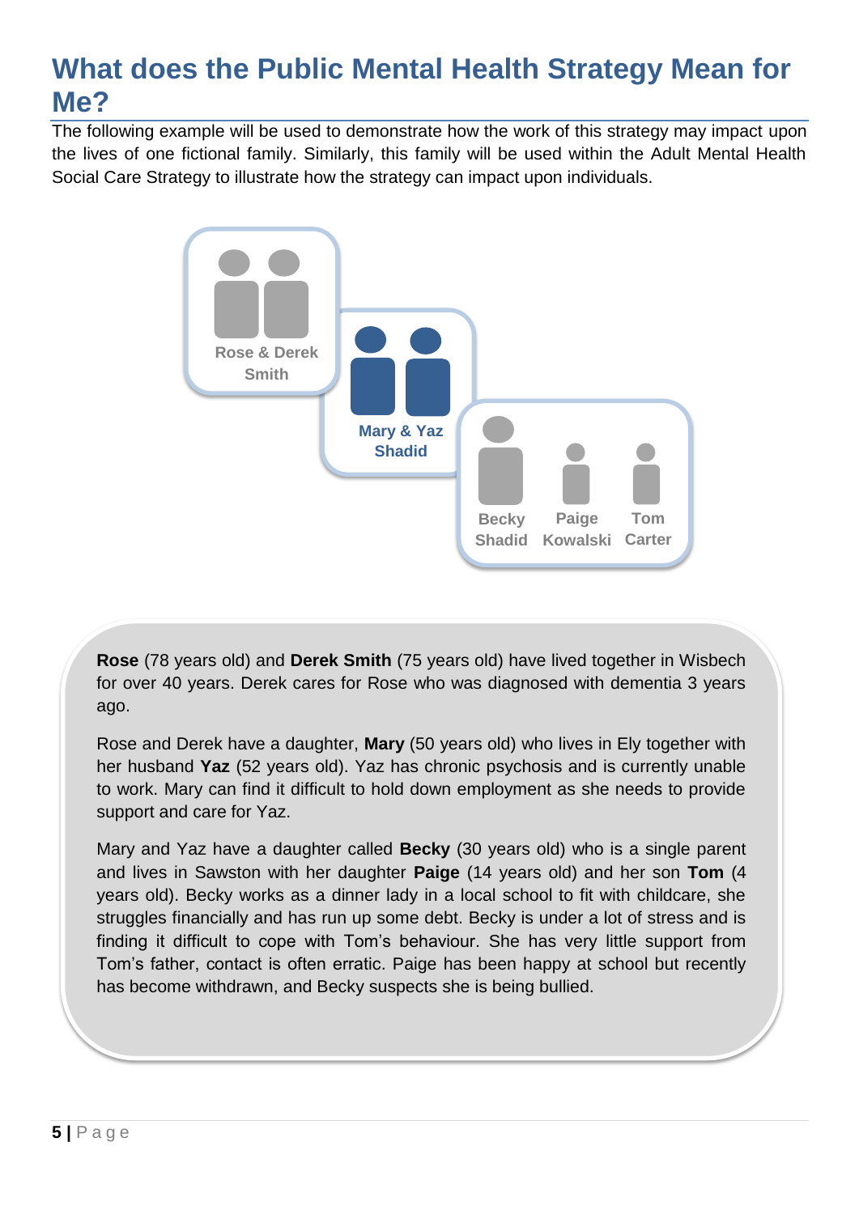# What does the Public Mental Health Strategy Mean for Me?

The following example will be used to demonstrate how the work of this strategy may impact upon the lives of one fictional family. Similarly, this family will be used within the Adult Mental Health Social Care Strategy to illustrate how the strategy can impact upon individuals.

Rose & Derek Smith

Mary & Yaz Shadid

Becky Shadid

Paige Kowalski

Tom Carter

**Rose** (78 years old) and **Derek Smith** (75 years old) have lived together in Wisbech for over 40 years. Derek cares for Rose who was diagnosed with dementia 3 years ago.

Rose and Derek have a daughter, **Mary** (50 years old) who lives in Ely together with her husband **Yaz** (52 years old). Yaz has chronic psychosis and is currently unable to work. Mary can find it difficult to hold down employment as she needs to provide support and care for Yaz.

Mary and Yaz have a daughter called **Becky** (30 years old) who is a single parent and lives in Sawston with her daughter **Paige** (14 years old) and her son **Tom** (4 years old). Becky works as a dinner lady in a local school to fit with childcare, she struggles financially and has run up some debt. Becky is under a lot of stress and is finding it difficult to cope with Tom's behaviour. She has very little support from Tom's father, contact is often erratic. Paige has been happy at school but recently has become withdrawn, and Becky suspects she is being bullied.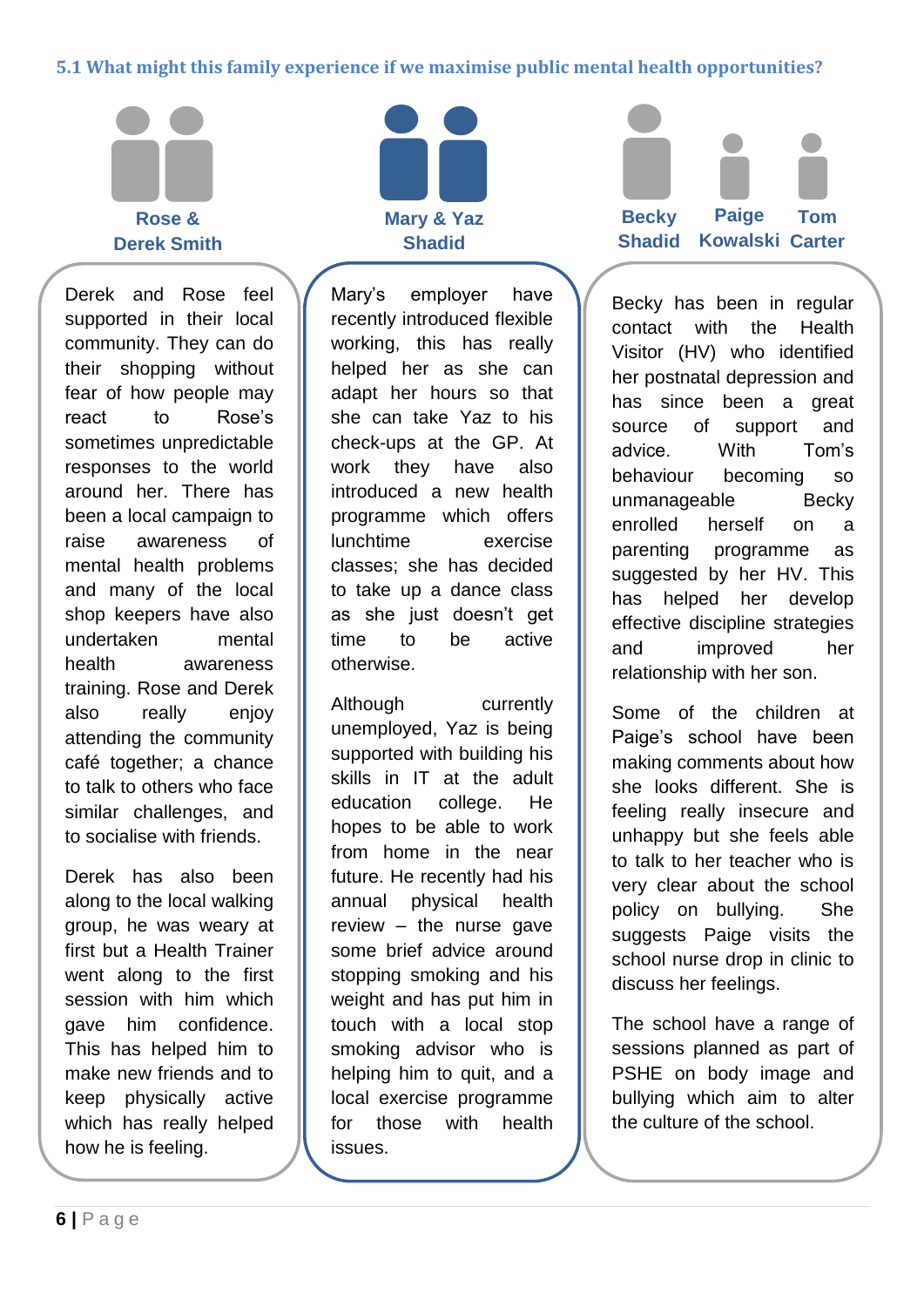### 5.1 What might this family experience if we maximise public mental health opportunities?

**Rose & Derek Smith**

Derek and Rose feel supported in their local community. They can do their shopping without fear of how people may react to Rose's sometimes unpredictable responses to the world around her. There has been a local campaign to raise awareness of mental health problems and many of the local shop keepers have also undertaken mental health awareness training. Rose and Derek also really enjoy attending the community café together; a chance to talk to others who face similar challenges, and to socialise with friends.

Derek has also been along to the local walking group, he was weary at first but a Health Trainer went along to the first session with him which gave him confidence. This has helped him to make new friends and to keep physically active which has really helped how he is feeling.

**Mary & Yaz Shadid**

Mary's employer have recently introduced flexible working, this has really helped her as she can adapt her hours so that she can take Yaz to his check-ups at the GP. At work they have also introduced a new health programme which offers lunchtime exercise classes; she has decided to take up a dance class as she just doesn't get time to be active otherwise.

Although currently unemployed, Yaz is being supported with building his skills in IT at the adult education college. He hopes to be able to work from home in the near future. He recently had his annual physical health review – the nurse gave some brief advice around stopping smoking and his weight and has put him in touch with a local stop smoking advisor who is helping him to quit, and a local exercise programme for those with health issues.

**Becky Shadid, Paige Kowalski, Tom Carter**

Becky has been in regular contact with the Health Visitor (HV) who identified her postnatal depression and has since been a great source of support and advice. With Tom's behaviour becoming so unmanageable Becky enrolled herself on a parenting programme as suggested by her HV. This has helped her develop effective discipline strategies and improved her relationship with her son.

Some of the children at Paige's school have been making comments about how she looks different. She is feeling really insecure and unhappy but she feels able to talk to her teacher who is very clear about the school policy on bullying. She suggests Paige visits the school nurse drop in clinic to discuss her feelings.

The school have a range of sessions planned as part of PSHE on body image and bullying which aim to alter the culture of the school.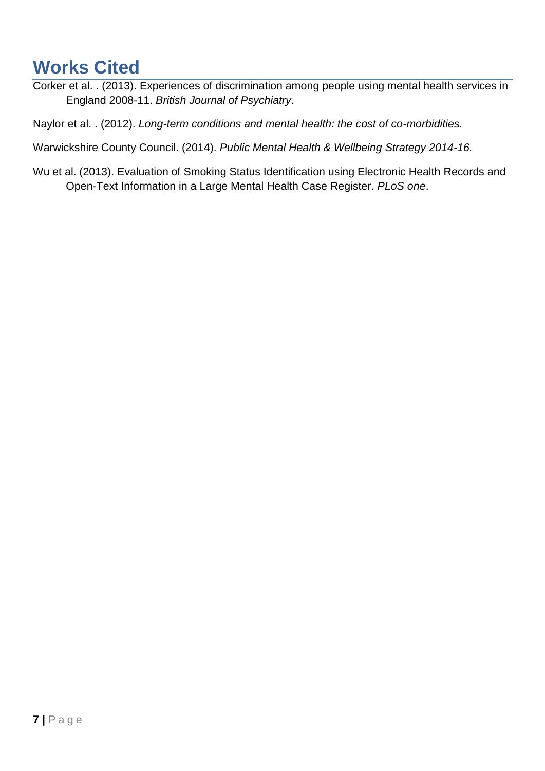# Works Cited

Corker et al. . (2013). Experiences of discrimination among people using mental health services in England 2008-11. *British Journal of Psychiatry*.

Naylor et al. . (2012). *Long-term conditions and mental health: the cost of co-morbidities.*

Warwickshire County Council. (2014). *Public Mental Health & Wellbeing Strategy 2014-16.*

Wu et al. (2013). Evaluation of Smoking Status Identification using Electronic Health Records and Open-Text Information in a Large Mental Health Case Register. *PLoS one*.